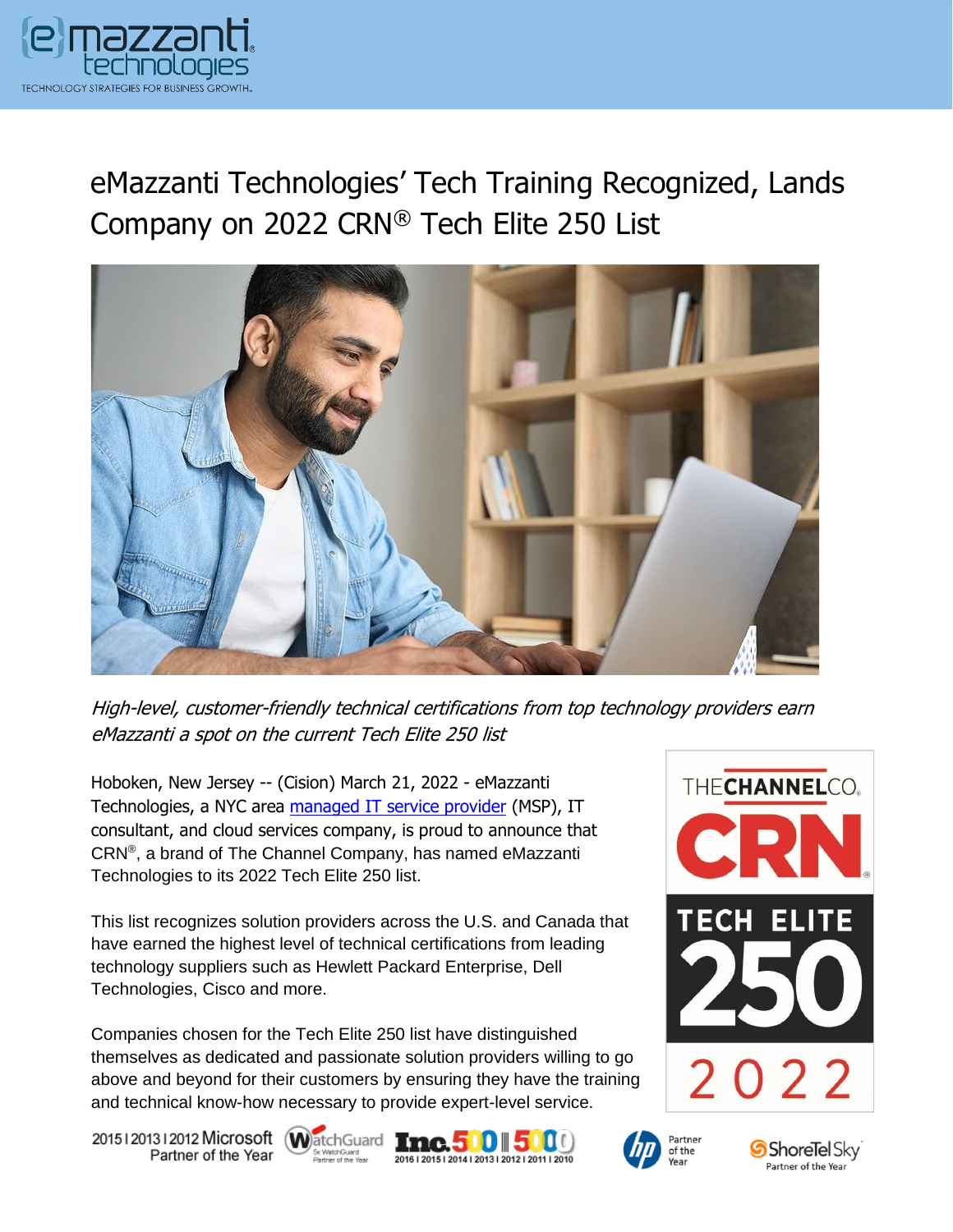# eMazzanti Technologies' Tech Training Recognized, Lands Company on 2022 CRN® Tech Elite 250 List

*High-level, customer-friendly technical certifications from top technology providers earn eMazzanti a spot on the current Tech Elite 250 list*

Hoboken, New Jersey -- (Cision) March 21, 2022 - eMazzanti Technologies, a NYC area managed IT service provider (MSP), IT consultant, and cloud services company, is proud to announce that CRN®, a brand of The Channel Company, has named eMazzanti Technologies to its 2022 Tech Elite 250 list.

This list recognizes solution providers across the U.S. and Canada that have earned the highest level of technical certifications from leading technology suppliers such as Hewlett Packard Enterprise, Dell Technologies, Cisco and more.

Companies chosen for the Tech Elite 250 list have distinguished themselves as dedicated and passionate solution providers willing to go above and beyond for their customers by ensuring they have the training and technical know-how necessary to provide expert-level service.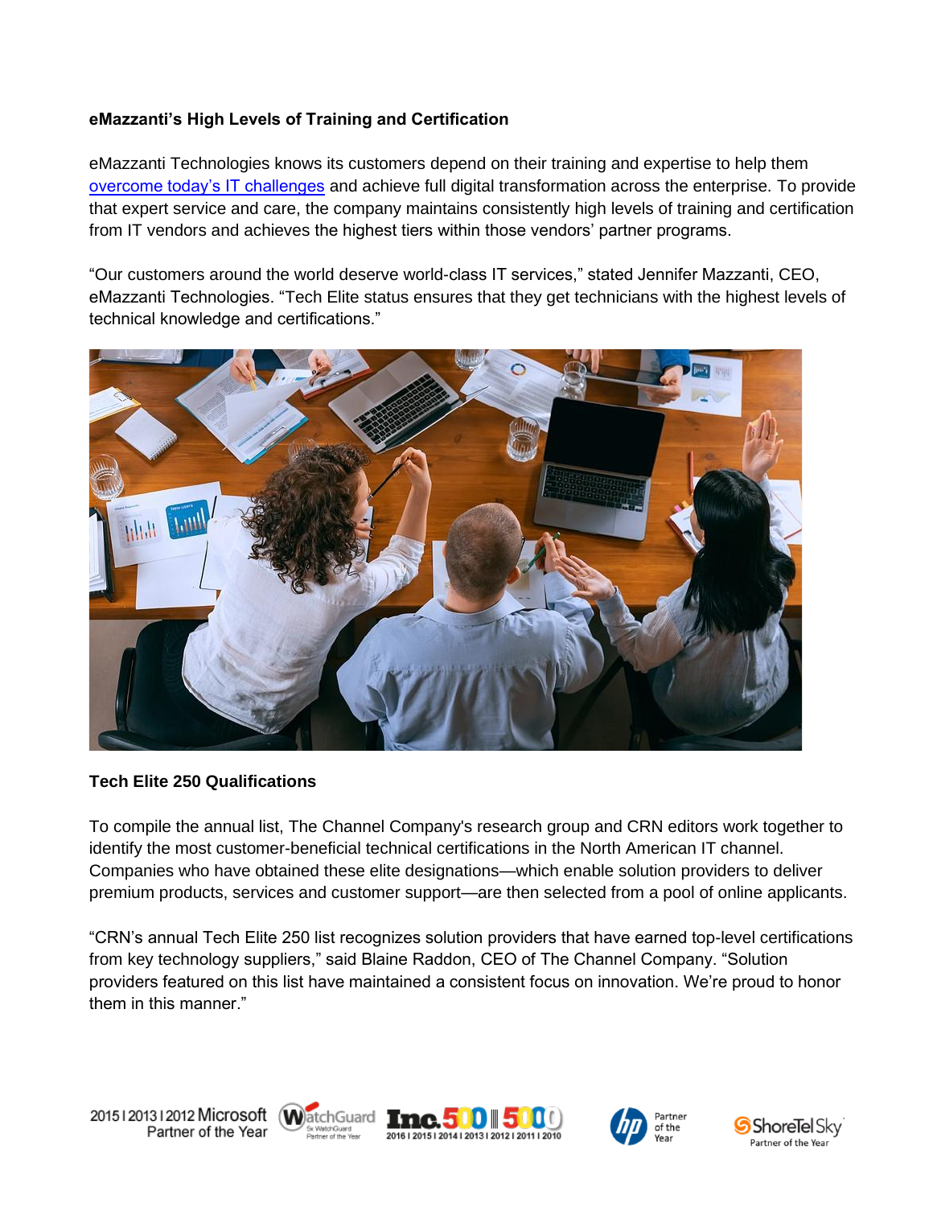**eMazzanti's High Levels of Training and Certification**

eMazzanti Technologies knows its customers depend on their training and expertise to help them [overcome today's IT challenges](#) and achieve full digital transformation across the enterprise. To provide that expert service and care, the company maintains consistently high levels of training and certification from IT vendors and achieves the highest tiers within those vendors' partner programs.

"Our customers around the world deserve world-class IT services," stated Jennifer Mazzanti, CEO, eMazzanti Technologies. "Tech Elite status ensures that they get technicians with the highest levels of technical knowledge and certifications."

**Tech Elite 250 Qualifications**

To compile the annual list, The Channel Company's research group and CRN editors work together to identify the most customer-beneficial technical certifications in the North American IT channel. Companies who have obtained these elite designations—which enable solution providers to deliver premium products, services and customer support—are then selected from a pool of online applicants.

"CRN's annual Tech Elite 250 list recognizes solution providers that have earned top-level certifications from key technology suppliers," said Blaine Raddon, CEO of The Channel Company. "Solution providers featured on this list have maintained a consistent focus on innovation. We're proud to honor them in this manner."

2015 | 2013 | 2012 Microsoft Partner of the Year | WatchGuard 5x WatchGuard Partner of the Year | Inc. 500 | 5000 2016 | 2015 | 2014 | 2013 | 2012 | 2011 | 2010 | hp Partner of the Year | ShoreTel Sky Partner of the Year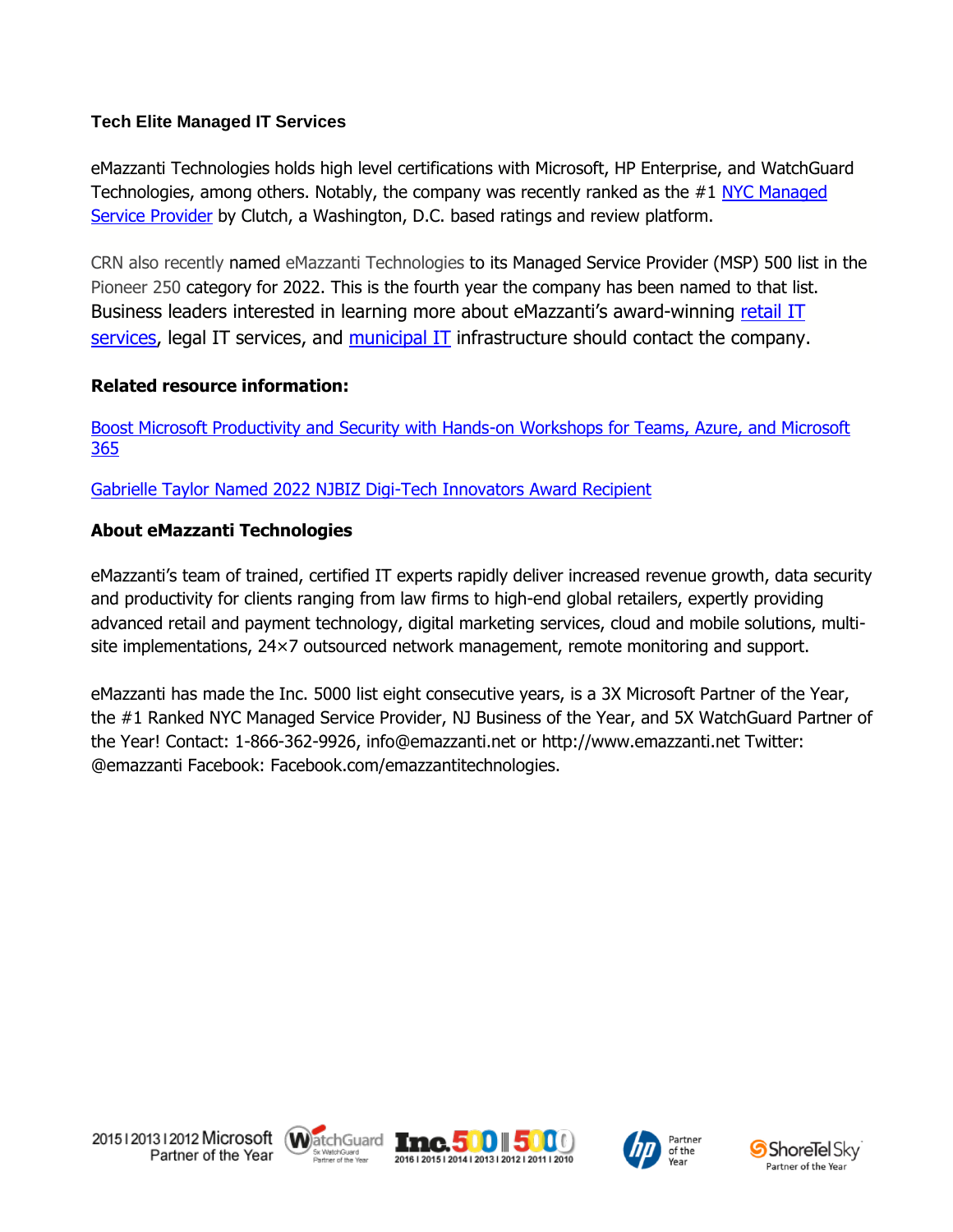**Tech Elite Managed IT Services**

eMazzanti Technologies holds high level certifications with Microsoft, HP Enterprise, and WatchGuard Technologies, among others. Notably, the company was recently ranked as the #1 NYC Managed Service Provider by Clutch, a Washington, D.C. based ratings and review platform.

CRN also recently named eMazzanti Technologies to its Managed Service Provider (MSP) 500 list in the Pioneer 250 category for 2022. This is the fourth year the company has been named to that list. Business leaders interested in learning more about eMazzanti's award-winning retail IT services, legal IT services, and municipal IT infrastructure should contact the company.

**Related resource information:**

Boost Microsoft Productivity and Security with Hands-on Workshops for Teams, Azure, and Microsoft 365

Gabrielle Taylor Named 2022 NJBIZ Digi-Tech Innovators Award Recipient

**About eMazzanti Technologies**

eMazzanti's team of trained, certified IT experts rapidly deliver increased revenue growth, data security and productivity for clients ranging from law firms to high-end global retailers, expertly providing advanced retail and payment technology, digital marketing services, cloud and mobile solutions, multi-site implementations, 24×7 outsourced network management, remote monitoring and support.

eMazzanti has made the Inc. 5000 list eight consecutive years, is a 3X Microsoft Partner of the Year, the #1 Ranked NYC Managed Service Provider, NJ Business of the Year, and 5X WatchGuard Partner of the Year! Contact: 1-866-362-9926, info@emazzanti.net or http://www.emazzanti.net Twitter: @emazzanti Facebook: Facebook.com/emazzantitechnologies.

2015 | 2013 | 2012 Microsoft Partner of the Year

WatchGuard 5x WatchGuard Partner of the Year

Inc. 500 | 5000 2016 | 2015 | 2014 | 2013 | 2012 | 2011 | 2010

hp Partner of the Year

ShoreTel Sky Partner of the Year